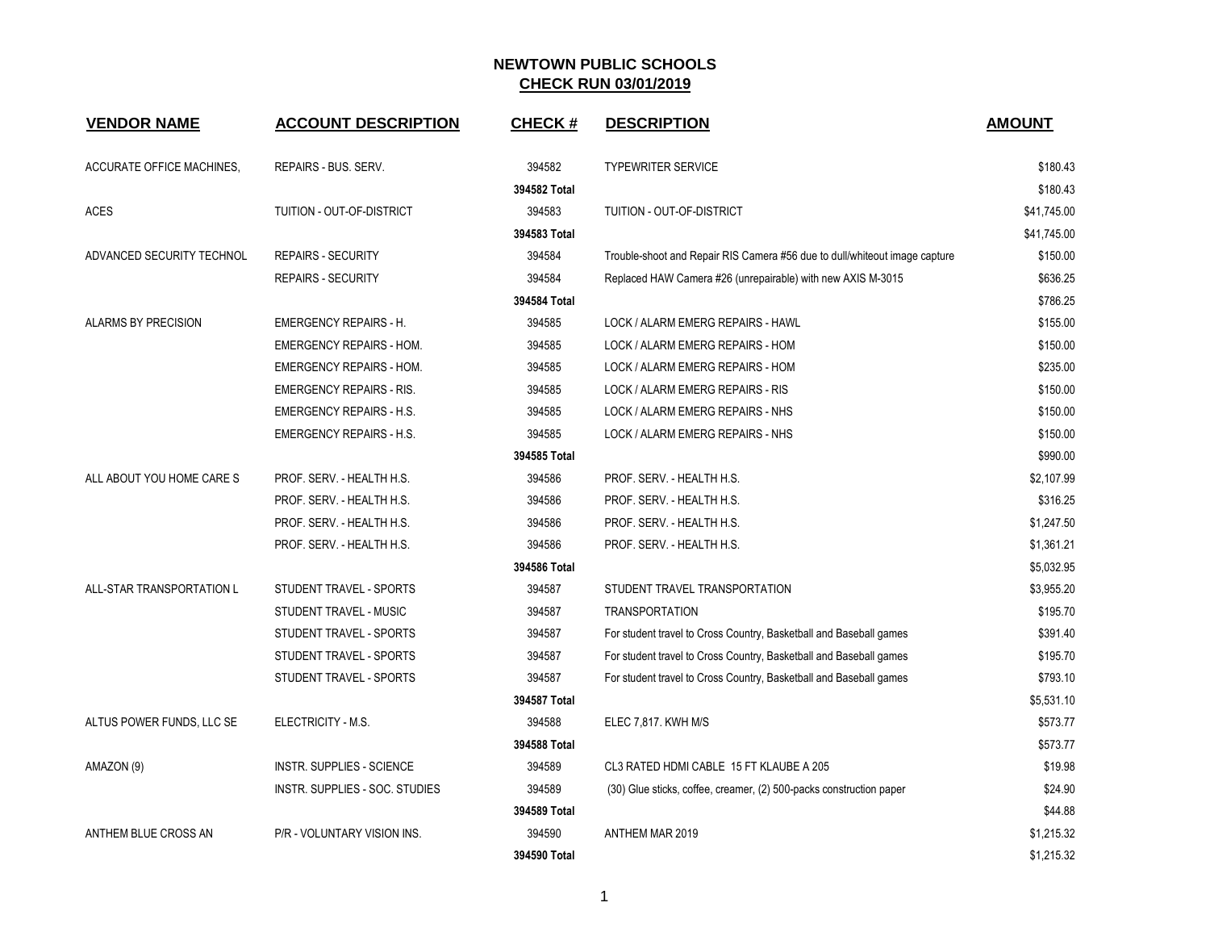# NEWTOWN PUBLIC SCHOOLS

## CHECK RUN 03/01/2019

| VENDOR NAME | ACCOUNT DESCRIPTION | CHECK # | DESCRIPTION | AMOUNT |
|---|---|---|---|---|
| ACCURATE OFFICE MACHINES, | REPAIRS - BUS. SERV. | 394582 | TYPEWRITER SERVICE | $180.43 |
| | | **394582 Total** | | $180.43 |
| ACES | TUITION - OUT-OF-DISTRICT | 394583 | TUITION - OUT-OF-DISTRICT | $41,745.00 |
| | | **394583 Total** | | $41,745.00 |
| ADVANCED SECURITY TECHNOL | REPAIRS - SECURITY | 394584 | Trouble-shoot and Repair RIS Camera #56 due to dull/whiteout image capture | $150.00 |
| | REPAIRS - SECURITY | 394584 | Replaced HAW Camera #26 (unrepairable) with new AXIS M-3015 | $636.25 |
| | | **394584 Total** | | $786.25 |
| ALARMS BY PRECISION | EMERGENCY REPAIRS - H. | 394585 | LOCK / ALARM EMERG REPAIRS - HAWL | $155.00 |
| | EMERGENCY REPAIRS - HOM. | 394585 | LOCK / ALARM EMERG REPAIRS - HOM | $150.00 |
| | EMERGENCY REPAIRS - HOM. | 394585 | LOCK / ALARM EMERG REPAIRS - HOM | $235.00 |
| | EMERGENCY REPAIRS - RIS. | 394585 | LOCK / ALARM EMERG REPAIRS - RIS | $150.00 |
| | EMERGENCY REPAIRS - H.S. | 394585 | LOCK / ALARM EMERG REPAIRS - NHS | $150.00 |
| | EMERGENCY REPAIRS - H.S. | 394585 | LOCK / ALARM EMERG REPAIRS - NHS | $150.00 |
| | | **394585 Total** | | $990.00 |
| ALL ABOUT YOU HOME CARE S | PROF. SERV. - HEALTH H.S. | 394586 | PROF. SERV. - HEALTH H.S. | $2,107.99 |
| | PROF. SERV. - HEALTH H.S. | 394586 | PROF. SERV. - HEALTH H.S. | $316.25 |
| | PROF. SERV. - HEALTH H.S. | 394586 | PROF. SERV. - HEALTH H.S. | $1,247.50 |
| | PROF. SERV. - HEALTH H.S. | 394586 | PROF. SERV. - HEALTH H.S. | $1,361.21 |
| | | **394586 Total** | | $5,032.95 |
| ALL-STAR TRANSPORTATION L | STUDENT TRAVEL - SPORTS | 394587 | STUDENT TRAVEL TRANSPORTATION | $3,955.20 |
| | STUDENT TRAVEL - MUSIC | 394587 | TRANSPORTATION | $195.70 |
| | STUDENT TRAVEL - SPORTS | 394587 | For student travel to Cross Country, Basketball and Baseball games | $391.40 |
| | STUDENT TRAVEL - SPORTS | 394587 | For student travel to Cross Country, Basketball and Baseball games | $195.70 |
| | STUDENT TRAVEL - SPORTS | 394587 | For student travel to Cross Country, Basketball and Baseball games | $793.10 |
| | | **394587 Total** | | $5,531.10 |
| ALTUS POWER FUNDS, LLC SE | ELECTRICITY - M.S. | 394588 | ELEC 7,817. KWH M/S | $573.77 |
| | | **394588 Total** | | $573.77 |
| AMAZON (9) | INSTR. SUPPLIES - SCIENCE | 394589 | CL3 RATED HDMI CABLE 15 FT KLAUBE A 205 | $19.98 |
| | INSTR. SUPPLIES - SOC. STUDIES | 394589 | (30) Glue sticks, coffee, creamer, (2) 500-packs construction paper | $24.90 |
| | | **394589 Total** | | $44.88 |
| ANTHEM BLUE CROSS AN | P/R - VOLUNTARY VISION INS. | 394590 | ANTHEM MAR 2019 | $1,215.32 |
| | | **394590 Total** | | $1,215.32 |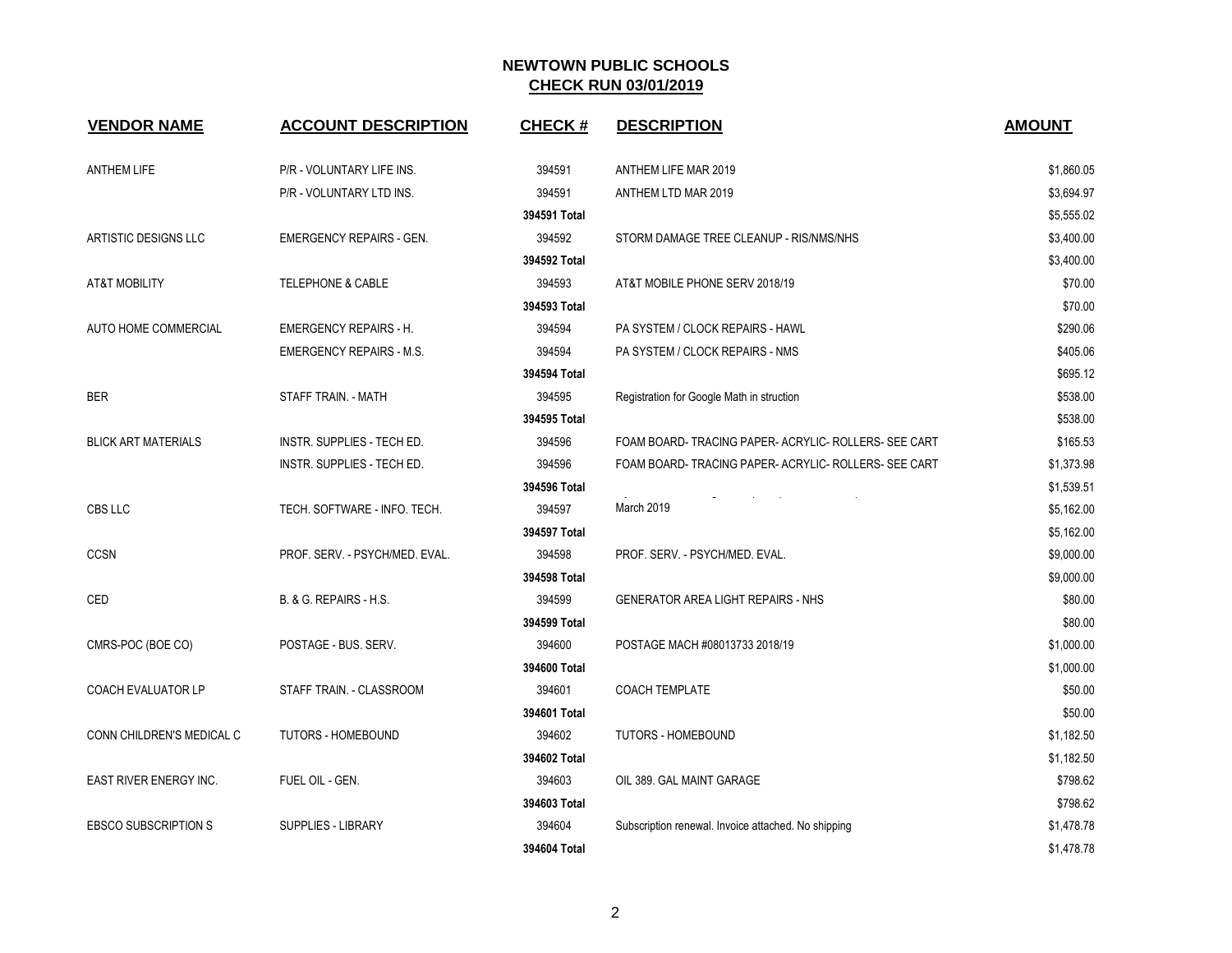# NEWTOWN PUBLIC SCHOOLS

## CHECK RUN 03/01/2019

| VENDOR NAME | ACCOUNT DESCRIPTION | CHECK # | DESCRIPTION | AMOUNT |
|---|---|---|---|---|
| ANTHEM LIFE | P/R - VOLUNTARY LIFE INS. | 394591 | ANTHEM LIFE MAR 2019 | $1,860.05 |
| | P/R - VOLUNTARY LTD INS. | 394591 | ANTHEM LTD MAR 2019 | $3,694.97 |
| | | **394591 Total** | | $5,555.02 |
| ARTISTIC DESIGNS LLC | EMERGENCY REPAIRS - GEN. | 394592 | STORM DAMAGE TREE CLEANUP - RIS/NMS/NHS | $3,400.00 |
| | | **394592 Total** | | $3,400.00 |
| AT&T MOBILITY | TELEPHONE & CABLE | 394593 | AT&T MOBILE PHONE SERV 2018/19 | $70.00 |
| | | **394593 Total** | | $70.00 |
| AUTO HOME COMMERCIAL | EMERGENCY REPAIRS - H. | 394594 | PA SYSTEM / CLOCK REPAIRS - HAWL | $290.06 |
| | EMERGENCY REPAIRS - M.S. | 394594 | PA SYSTEM / CLOCK REPAIRS - NMS | $405.06 |
| | | **394594 Total** | | $695.12 |
| BER | STAFF TRAIN. - MATH | 394595 | Registration for Google Math in struction | $538.00 |
| | | **394595 Total** | | $538.00 |
| BLICK ART MATERIALS | INSTR. SUPPLIES - TECH ED. | 394596 | FOAM BOARD- TRACING PAPER- ACRYLIC- ROLLERS- SEE CART | $165.53 |
| | INSTR. SUPPLIES - TECH ED. | 394596 | FOAM BOARD- TRACING PAPER- ACRYLIC- ROLLERS- SEE CART | $1,373.98 |
| | | **394596 Total** | | $1,539.51 |
| CBS LLC | TECH. SOFTWARE - INFO. TECH. | 394597 | March 2019 | $5,162.00 |
| | | **394597 Total** | | $5,162.00 |
| CCSN | PROF. SERV. - PSYCH/MED. EVAL. | 394598 | PROF. SERV. - PSYCH/MED. EVAL. | $9,000.00 |
| | | **394598 Total** | | $9,000.00 |
| CED | B. & G. REPAIRS - H.S. | 394599 | GENERATOR AREA LIGHT REPAIRS - NHS | $80.00 |
| | | **394599 Total** | | $80.00 |
| CMRS-POC (BOE CO) | POSTAGE - BUS. SERV. | 394600 | POSTAGE MACH #08013733 2018/19 | $1,000.00 |
| | | **394600 Total** | | $1,000.00 |
| COACH EVALUATOR LP | STAFF TRAIN. - CLASSROOM | 394601 | COACH TEMPLATE | $50.00 |
| | | **394601 Total** | | $50.00 |
| CONN CHILDREN'S MEDICAL C | TUTORS - HOMEBOUND | 394602 | TUTORS - HOMEBOUND | $1,182.50 |
| | | **394602 Total** | | $1,182.50 |
| EAST RIVER ENERGY INC. | FUEL OIL - GEN. | 394603 | OIL 389. GAL MAINT GARAGE | $798.62 |
| | | **394603 Total** | | $798.62 |
| EBSCO SUBSCRIPTION S | SUPPLIES - LIBRARY | 394604 | Subscription renewal. Invoice attached. No shipping | $1,478.78 |
| | | **394604 Total** | | $1,478.78 |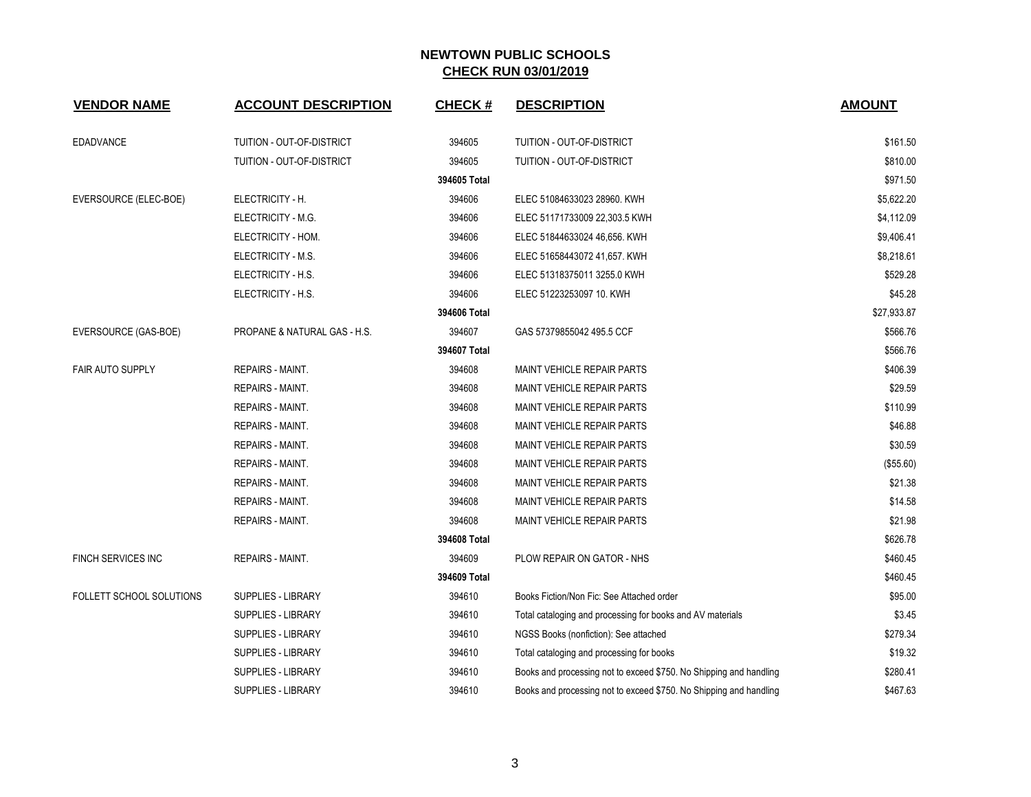# NEWTOWN PUBLIC SCHOOLS

## CHECK RUN 03/01/2019

| VENDOR NAME | ACCOUNT DESCRIPTION | CHECK # | DESCRIPTION | AMOUNT |
|---|---|---|---|---|
| EDADVANCE | TUITION - OUT-OF-DISTRICT | 394605 | TUITION - OUT-OF-DISTRICT | $161.50 |
| | TUITION - OUT-OF-DISTRICT | 394605 | TUITION - OUT-OF-DISTRICT | $810.00 |
| | | 394605 Total | | $971.50 |
| EVERSOURCE (ELEC-BOE) | ELECTRICITY - H. | 394606 | ELEC 51084633023 28960. KWH | $5,622.20 |
| | ELECTRICITY - M.G. | 394606 | ELEC 51171733009 22,303.5 KWH | $4,112.09 |
| | ELECTRICITY - HOM. | 394606 | ELEC 51844633024 46,656. KWH | $9,406.41 |
| | ELECTRICITY - M.S. | 394606 | ELEC 51658443072 41,657. KWH | $8,218.61 |
| | ELECTRICITY - H.S. | 394606 | ELEC 51318375011 3255.0 KWH | $529.28 |
| | ELECTRICITY - H.S. | 394606 | ELEC 51223253097 10. KWH | $45.28 |
| | | 394606 Total | | $27,933.87 |
| EVERSOURCE (GAS-BOE) | PROPANE & NATURAL GAS - H.S. | 394607 | GAS 57379855042 495.5 CCF | $566.76 |
| | | 394607 Total | | $566.76 |
| FAIR AUTO SUPPLY | REPAIRS - MAINT. | 394608 | MAINT VEHICLE REPAIR PARTS | $406.39 |
| | REPAIRS - MAINT. | 394608 | MAINT VEHICLE REPAIR PARTS | $29.59 |
| | REPAIRS - MAINT. | 394608 | MAINT VEHICLE REPAIR PARTS | $110.99 |
| | REPAIRS - MAINT. | 394608 | MAINT VEHICLE REPAIR PARTS | $46.88 |
| | REPAIRS - MAINT. | 394608 | MAINT VEHICLE REPAIR PARTS | $30.59 |
| | REPAIRS - MAINT. | 394608 | MAINT VEHICLE REPAIR PARTS | ($55.60) |
| | REPAIRS - MAINT. | 394608 | MAINT VEHICLE REPAIR PARTS | $21.38 |
| | REPAIRS - MAINT. | 394608 | MAINT VEHICLE REPAIR PARTS | $14.58 |
| | REPAIRS - MAINT. | 394608 | MAINT VEHICLE REPAIR PARTS | $21.98 |
| | | 394608 Total | | $626.78 |
| FINCH SERVICES INC | REPAIRS - MAINT. | 394609 | PLOW REPAIR ON GATOR - NHS | $460.45 |
| | | 394609 Total | | $460.45 |
| FOLLETT SCHOOL SOLUTIONS | SUPPLIES - LIBRARY | 394610 | Books Fiction/Non Fic: See Attached order | $95.00 |
| | SUPPLIES - LIBRARY | 394610 | Total cataloging and processing for books and AV materials | $3.45 |
| | SUPPLIES - LIBRARY | 394610 | NGSS Books (nonfiction): See attached | $279.34 |
| | SUPPLIES - LIBRARY | 394610 | Total cataloging and processing for books | $19.32 |
| | SUPPLIES - LIBRARY | 394610 | Books and processing not to exceed $750. No Shipping and handling | $280.41 |
| | SUPPLIES - LIBRARY | 394610 | Books and processing not to exceed $750. No Shipping and handling | $467.63 |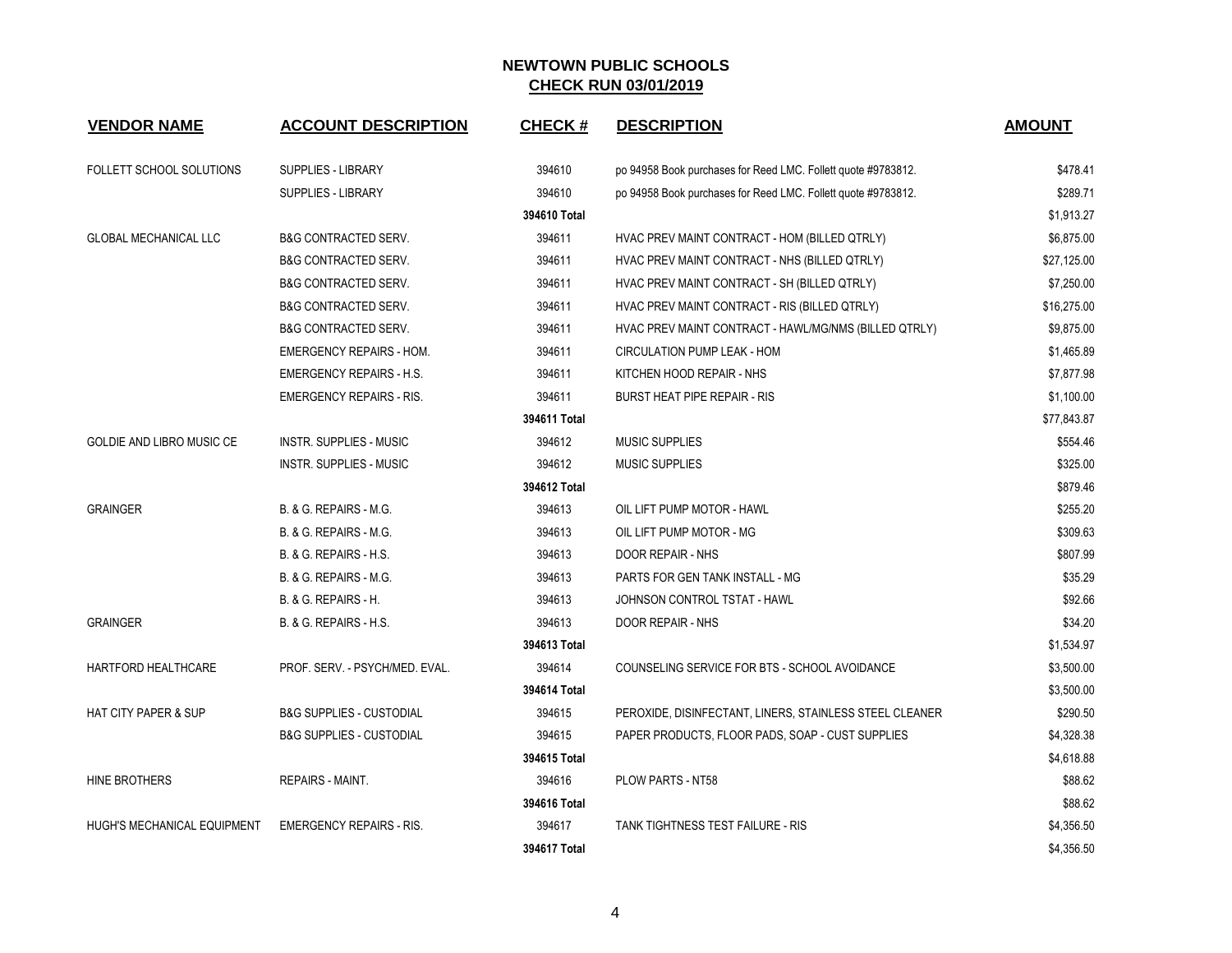# NEWTOWN PUBLIC SCHOOLS

## CHECK RUN 03/01/2019

| VENDOR NAME | ACCOUNT DESCRIPTION | CHECK # | DESCRIPTION | AMOUNT |
|---|---|---|---|---|
| FOLLETT SCHOOL SOLUTIONS | SUPPLIES - LIBRARY | 394610 | po 94958 Book purchases for Reed LMC. Follett quote #9783812. | $478.41 |
| | SUPPLIES - LIBRARY | 394610 | po 94958 Book purchases for Reed LMC. Follett quote #9783812. | $289.71 |
| | | 394610 Total | | $1,913.27 |
| GLOBAL MECHANICAL LLC | B&G CONTRACTED SERV. | 394611 | HVAC PREV MAINT CONTRACT - HOM (BILLED QTRLY) | $6,875.00 |
| | B&G CONTRACTED SERV. | 394611 | HVAC PREV MAINT CONTRACT - NHS (BILLED QTRLY) | $27,125.00 |
| | B&G CONTRACTED SERV. | 394611 | HVAC PREV MAINT CONTRACT - SH (BILLED QTRLY) | $7,250.00 |
| | B&G CONTRACTED SERV. | 394611 | HVAC PREV MAINT CONTRACT - RIS (BILLED QTRLY) | $16,275.00 |
| | B&G CONTRACTED SERV. | 394611 | HVAC PREV MAINT CONTRACT - HAWL/MG/NMS (BILLED QTRLY) | $9,875.00 |
| | EMERGENCY REPAIRS - HOM. | 394611 | CIRCULATION PUMP LEAK - HOM | $1,465.89 |
| | EMERGENCY REPAIRS - H.S. | 394611 | KITCHEN HOOD REPAIR - NHS | $7,877.98 |
| | EMERGENCY REPAIRS - RIS. | 394611 | BURST HEAT PIPE REPAIR - RIS | $1,100.00 |
| | | 394611 Total | | $77,843.87 |
| GOLDIE AND LIBRO MUSIC CE | INSTR. SUPPLIES - MUSIC | 394612 | MUSIC SUPPLIES | $554.46 |
| | INSTR. SUPPLIES - MUSIC | 394612 | MUSIC SUPPLIES | $325.00 |
| | | 394612 Total | | $879.46 |
| GRAINGER | B. & G. REPAIRS - M.G. | 394613 | OIL LIFT PUMP MOTOR - HAWL | $255.20 |
| | B. & G. REPAIRS - M.G. | 394613 | OIL LIFT PUMP MOTOR - MG | $309.63 |
| | B. & G. REPAIRS - H.S. | 394613 | DOOR REPAIR - NHS | $807.99 |
| | B. & G. REPAIRS - M.G. | 394613 | PARTS FOR GEN TANK INSTALL - MG | $35.29 |
| | B. & G. REPAIRS - H. | 394613 | JOHNSON CONTROL TSTAT - HAWL | $92.66 |
| GRAINGER | B. & G. REPAIRS - H.S. | 394613 | DOOR REPAIR - NHS | $34.20 |
| | | 394613 Total | | $1,534.97 |
| HARTFORD HEALTHCARE | PROF. SERV. - PSYCH/MED. EVAL. | 394614 | COUNSELING SERVICE FOR BTS - SCHOOL AVOIDANCE | $3,500.00 |
| | | 394614 Total | | $3,500.00 |
| HAT CITY PAPER & SUP | B&G SUPPLIES - CUSTODIAL | 394615 | PEROXIDE, DISINFECTANT, LINERS, STAINLESS STEEL CLEANER | $290.50 |
| | B&G SUPPLIES - CUSTODIAL | 394615 | PAPER PRODUCTS, FLOOR PADS, SOAP - CUST SUPPLIES | $4,328.38 |
| | | 394615 Total | | $4,618.88 |
| HINE BROTHERS | REPAIRS - MAINT. | 394616 | PLOW PARTS - NT58 | $88.62 |
| | | 394616 Total | | $88.62 |
| HUGH'S MECHANICAL EQUIPMENT | EMERGENCY REPAIRS - RIS. | 394617 | TANK TIGHTNESS TEST FAILURE - RIS | $4,356.50 |
| | | 394617 Total | | $4,356.50 |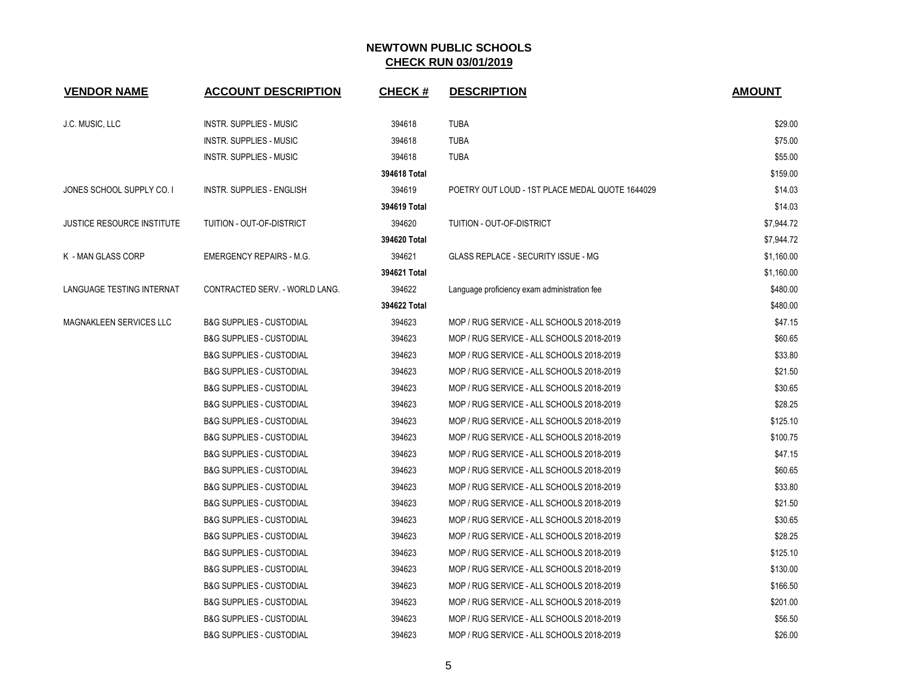# NEWTOWN PUBLIC SCHOOLS
## CHECK RUN 03/01/2019

| VENDOR NAME | ACCOUNT DESCRIPTION | CHECK # | DESCRIPTION | AMOUNT |
|---|---|---|---|---|
| J.C. MUSIC, LLC | INSTR. SUPPLIES - MUSIC | 394618 | TUBA | $29.00 |
| | INSTR. SUPPLIES - MUSIC | 394618 | TUBA | $75.00 |
| | INSTR. SUPPLIES - MUSIC | 394618 | TUBA | $55.00 |
| | | **394618 Total** | | $159.00 |
| JONES SCHOOL SUPPLY CO. I | INSTR. SUPPLIES - ENGLISH | 394619 | POETRY OUT LOUD - 1ST PLACE MEDAL QUOTE 1644029 | $14.03 |
| | | **394619 Total** | | $14.03 |
| JUSTICE RESOURCE INSTITUTE | TUITION - OUT-OF-DISTRICT | 394620 | TUITION - OUT-OF-DISTRICT | $7,944.72 |
| | | **394620 Total** | | $7,944.72 |
| K - MAN GLASS CORP | EMERGENCY REPAIRS - M.G. | 394621 | GLASS REPLACE - SECURITY ISSUE - MG | $1,160.00 |
| | | **394621 Total** | | $1,160.00 |
| LANGUAGE TESTING INTERNAT | CONTRACTED SERV. - WORLD LANG. | 394622 | Language proficiency exam administration fee | $480.00 |
| | | **394622 Total** | | $480.00 |
| MAGNAKLEEN SERVICES LLC | B&G SUPPLIES - CUSTODIAL | 394623 | MOP / RUG SERVICE - ALL SCHOOLS 2018-2019 | $47.15 |
| | B&G SUPPLIES - CUSTODIAL | 394623 | MOP / RUG SERVICE - ALL SCHOOLS 2018-2019 | $60.65 |
| | B&G SUPPLIES - CUSTODIAL | 394623 | MOP / RUG SERVICE - ALL SCHOOLS 2018-2019 | $33.80 |
| | B&G SUPPLIES - CUSTODIAL | 394623 | MOP / RUG SERVICE - ALL SCHOOLS 2018-2019 | $21.50 |
| | B&G SUPPLIES - CUSTODIAL | 394623 | MOP / RUG SERVICE - ALL SCHOOLS 2018-2019 | $30.65 |
| | B&G SUPPLIES - CUSTODIAL | 394623 | MOP / RUG SERVICE - ALL SCHOOLS 2018-2019 | $28.25 |
| | B&G SUPPLIES - CUSTODIAL | 394623 | MOP / RUG SERVICE - ALL SCHOOLS 2018-2019 | $125.10 |
| | B&G SUPPLIES - CUSTODIAL | 394623 | MOP / RUG SERVICE - ALL SCHOOLS 2018-2019 | $100.75 |
| | B&G SUPPLIES - CUSTODIAL | 394623 | MOP / RUG SERVICE - ALL SCHOOLS 2018-2019 | $47.15 |
| | B&G SUPPLIES - CUSTODIAL | 394623 | MOP / RUG SERVICE - ALL SCHOOLS 2018-2019 | $60.65 |
| | B&G SUPPLIES - CUSTODIAL | 394623 | MOP / RUG SERVICE - ALL SCHOOLS 2018-2019 | $33.80 |
| | B&G SUPPLIES - CUSTODIAL | 394623 | MOP / RUG SERVICE - ALL SCHOOLS 2018-2019 | $21.50 |
| | B&G SUPPLIES - CUSTODIAL | 394623 | MOP / RUG SERVICE - ALL SCHOOLS 2018-2019 | $30.65 |
| | B&G SUPPLIES - CUSTODIAL | 394623 | MOP / RUG SERVICE - ALL SCHOOLS 2018-2019 | $28.25 |
| | B&G SUPPLIES - CUSTODIAL | 394623 | MOP / RUG SERVICE - ALL SCHOOLS 2018-2019 | $125.10 |
| | B&G SUPPLIES - CUSTODIAL | 394623 | MOP / RUG SERVICE - ALL SCHOOLS 2018-2019 | $130.00 |
| | B&G SUPPLIES - CUSTODIAL | 394623 | MOP / RUG SERVICE - ALL SCHOOLS 2018-2019 | $166.50 |
| | B&G SUPPLIES - CUSTODIAL | 394623 | MOP / RUG SERVICE - ALL SCHOOLS 2018-2019 | $201.00 |
| | B&G SUPPLIES - CUSTODIAL | 394623 | MOP / RUG SERVICE - ALL SCHOOLS 2018-2019 | $56.50 |
| | B&G SUPPLIES - CUSTODIAL | 394623 | MOP / RUG SERVICE - ALL SCHOOLS 2018-2019 | $26.00 |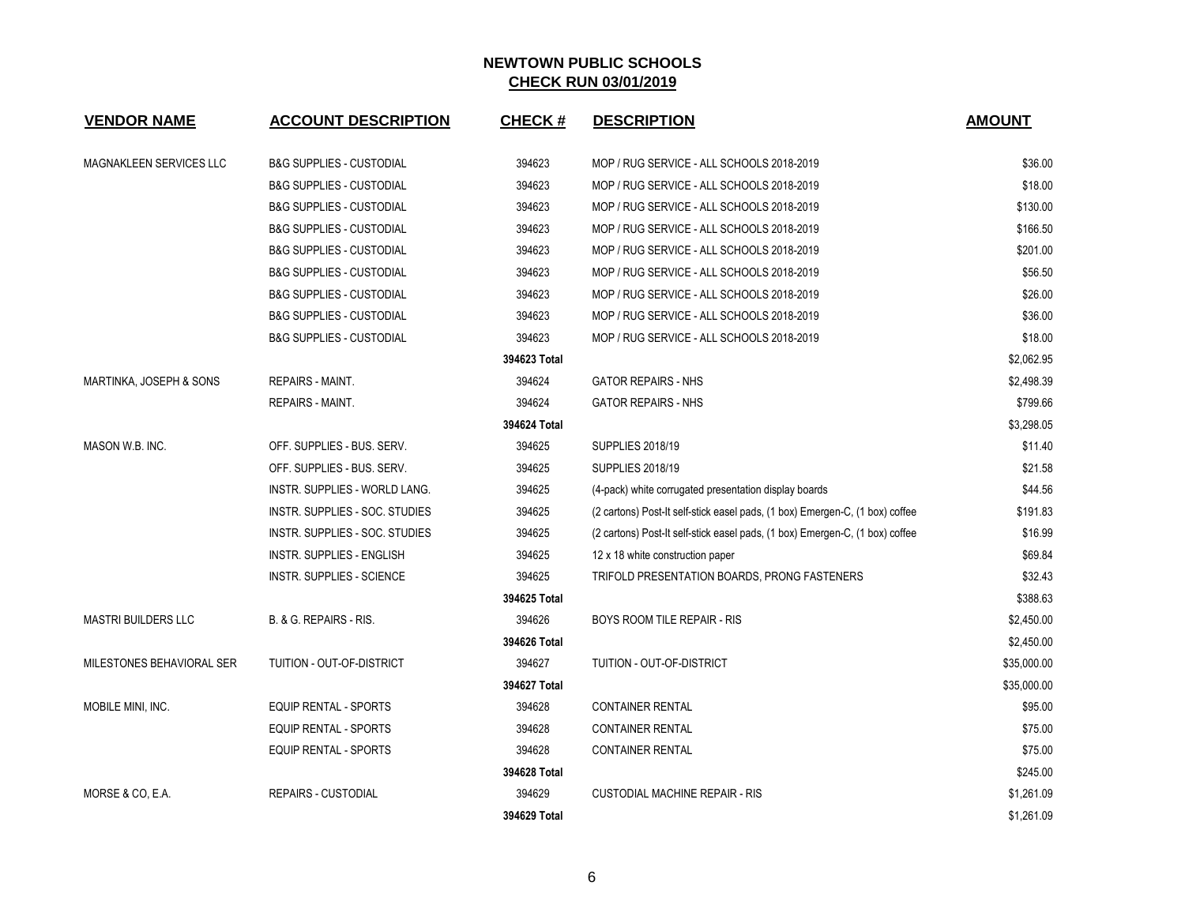# NEWTOWN PUBLIC SCHOOLS

## CHECK RUN 03/01/2019

| VENDOR NAME | ACCOUNT DESCRIPTION | CHECK # | DESCRIPTION | AMOUNT |
|---|---|---|---|---|
| MAGNAKLEEN SERVICES LLC | B&G SUPPLIES - CUSTODIAL | 394623 | MOP / RUG SERVICE - ALL SCHOOLS 2018-2019 | $36.00 |
| | B&G SUPPLIES - CUSTODIAL | 394623 | MOP / RUG SERVICE - ALL SCHOOLS 2018-2019 | $18.00 |
| | B&G SUPPLIES - CUSTODIAL | 394623 | MOP / RUG SERVICE - ALL SCHOOLS 2018-2019 | $130.00 |
| | B&G SUPPLIES - CUSTODIAL | 394623 | MOP / RUG SERVICE - ALL SCHOOLS 2018-2019 | $166.50 |
| | B&G SUPPLIES - CUSTODIAL | 394623 | MOP / RUG SERVICE - ALL SCHOOLS 2018-2019 | $201.00 |
| | B&G SUPPLIES - CUSTODIAL | 394623 | MOP / RUG SERVICE - ALL SCHOOLS 2018-2019 | $56.50 |
| | B&G SUPPLIES - CUSTODIAL | 394623 | MOP / RUG SERVICE - ALL SCHOOLS 2018-2019 | $26.00 |
| | B&G SUPPLIES - CUSTODIAL | 394623 | MOP / RUG SERVICE - ALL SCHOOLS 2018-2019 | $36.00 |
| | B&G SUPPLIES - CUSTODIAL | 394623 | MOP / RUG SERVICE - ALL SCHOOLS 2018-2019 | $18.00 |
| | | **394623 Total** | | $2,062.95 |
| MARTINKA, JOSEPH & SONS | REPAIRS - MAINT. | 394624 | GATOR REPAIRS - NHS | $2,498.39 |
| | REPAIRS - MAINT. | 394624 | GATOR REPAIRS - NHS | $799.66 |
| | | **394624 Total** | | $3,298.05 |
| MASON W.B. INC. | OFF. SUPPLIES - BUS. SERV. | 394625 | SUPPLIES 2018/19 | $11.40 |
| | OFF. SUPPLIES - BUS. SERV. | 394625 | SUPPLIES 2018/19 | $21.58 |
| | INSTR. SUPPLIES - WORLD LANG. | 394625 | (4-pack) white corrugated presentation display boards | $44.56 |
| | INSTR. SUPPLIES - SOC. STUDIES | 394625 | (2 cartons) Post-It self-stick easel pads, (1 box) Emergen-C, (1 box) coffee | $191.83 |
| | INSTR. SUPPLIES - SOC. STUDIES | 394625 | (2 cartons) Post-It self-stick easel pads, (1 box) Emergen-C, (1 box) coffee | $16.99 |
| | INSTR. SUPPLIES - ENGLISH | 394625 | 12 x 18 white construction paper | $69.84 |
| | INSTR. SUPPLIES - SCIENCE | 394625 | TRIFOLD PRESENTATION BOARDS, PRONG FASTENERS | $32.43 |
| | | **394625 Total** | | $388.63 |
| MASTRI BUILDERS LLC | B. & G. REPAIRS - RIS. | 394626 | BOYS ROOM TILE REPAIR - RIS | $2,450.00 |
| | | **394626 Total** | | $2,450.00 |
| MILESTONES BEHAVIORAL SER | TUITION - OUT-OF-DISTRICT | 394627 | TUITION - OUT-OF-DISTRICT | $35,000.00 |
| | | **394627 Total** | | $35,000.00 |
| MOBILE MINI, INC. | EQUIP RENTAL - SPORTS | 394628 | CONTAINER RENTAL | $95.00 |
| | EQUIP RENTAL - SPORTS | 394628 | CONTAINER RENTAL | $75.00 |
| | EQUIP RENTAL - SPORTS | 394628 | CONTAINER RENTAL | $75.00 |
| | | **394628 Total** | | $245.00 |
| MORSE & CO, E.A. | REPAIRS - CUSTODIAL | 394629 | CUSTODIAL MACHINE REPAIR - RIS | $1,261.09 |
| | | **394629 Total** | | $1,261.09 |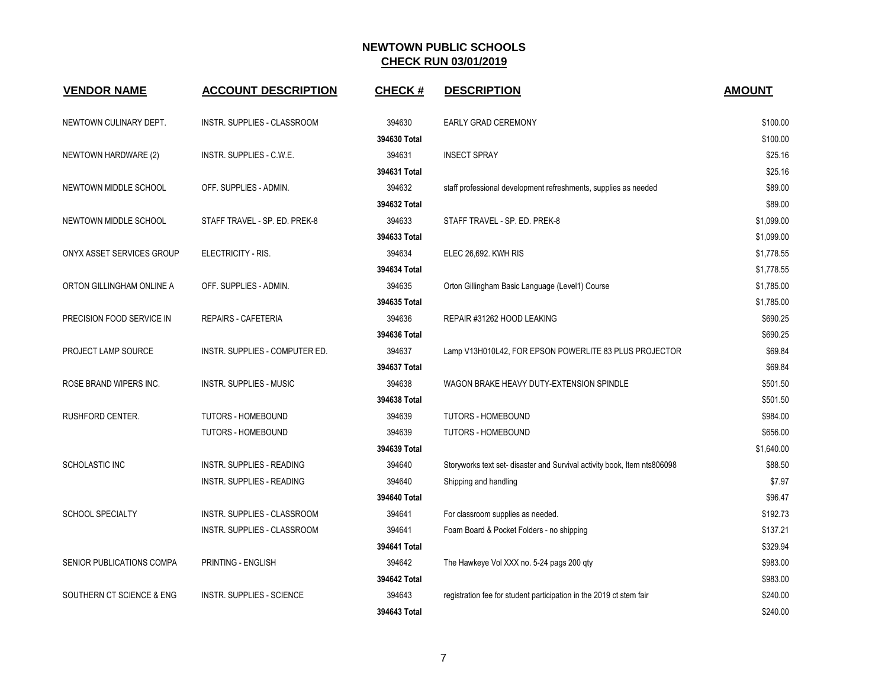# NEWTOWN PUBLIC SCHOOLS

## CHECK RUN 03/01/2019

| VENDOR NAME | ACCOUNT DESCRIPTION | CHECK # | DESCRIPTION | AMOUNT |
|---|---|---|---|---|
| NEWTOWN CULINARY DEPT. | INSTR. SUPPLIES - CLASSROOM | 394630 | EARLY GRAD CEREMONY | $100.00 |
| | | 394630 Total | | $100.00 |
| NEWTOWN HARDWARE (2) | INSTR. SUPPLIES - C.W.E. | 394631 | INSECT SPRAY | $25.16 |
| | | 394631 Total | | $25.16 |
| NEWTOWN MIDDLE SCHOOL | OFF. SUPPLIES - ADMIN. | 394632 | staff professional development refreshments, supplies as needed | $89.00 |
| | | 394632 Total | | $89.00 |
| NEWTOWN MIDDLE SCHOOL | STAFF TRAVEL - SP. ED. PREK-8 | 394633 | STAFF TRAVEL - SP. ED. PREK-8 | $1,099.00 |
| | | 394633 Total | | $1,099.00 |
| ONYX ASSET SERVICES GROUP | ELECTRICITY - RIS. | 394634 | ELEC 26,692. KWH RIS | $1,778.55 |
| | | 394634 Total | | $1,778.55 |
| ORTON GILLINGHAM ONLINE A | OFF. SUPPLIES - ADMIN. | 394635 | Orton Gillingham Basic Language (Level1) Course | $1,785.00 |
| | | 394635 Total | | $1,785.00 |
| PRECISION FOOD SERVICE IN | REPAIRS - CAFETERIA | 394636 | REPAIR #31262 HOOD LEAKING | $690.25 |
| | | 394636 Total | | $690.25 |
| PROJECT LAMP SOURCE | INSTR. SUPPLIES - COMPUTER ED. | 394637 | Lamp V13H010L42, FOR EPSON POWERLITE 83 PLUS PROJECTOR | $69.84 |
| | | 394637 Total | | $69.84 |
| ROSE BRAND WIPERS INC. | INSTR. SUPPLIES - MUSIC | 394638 | WAGON BRAKE HEAVY DUTY-EXTENSION SPINDLE | $501.50 |
| | | 394638 Total | | $501.50 |
| RUSHFORD CENTER. | TUTORS - HOMEBOUND | 394639 | TUTORS - HOMEBOUND | $984.00 |
| | TUTORS - HOMEBOUND | 394639 | TUTORS - HOMEBOUND | $656.00 |
| | | 394639 Total | | $1,640.00 |
| SCHOLASTIC INC | INSTR. SUPPLIES - READING | 394640 | Storyworks text set- disaster and Survival activity book, Item nts806098 | $88.50 |
| | INSTR. SUPPLIES - READING | 394640 | Shipping and handling | $7.97 |
| | | 394640 Total | | $96.47 |
| SCHOOL SPECIALTY | INSTR. SUPPLIES - CLASSROOM | 394641 | For classroom supplies as needed. | $192.73 |
| | INSTR. SUPPLIES - CLASSROOM | 394641 | Foam Board & Pocket Folders - no shipping | $137.21 |
| | | 394641 Total | | $329.94 |
| SENIOR PUBLICATIONS COMPA | PRINTING - ENGLISH | 394642 | The Hawkeye Vol XXX no. 5-24 pags 200 qty | $983.00 |
| | | 394642 Total | | $983.00 |
| SOUTHERN CT SCIENCE & ENG | INSTR. SUPPLIES - SCIENCE | 394643 | registration fee for student participation in the 2019 ct stem fair | $240.00 |
| | | 394643 Total | | $240.00 |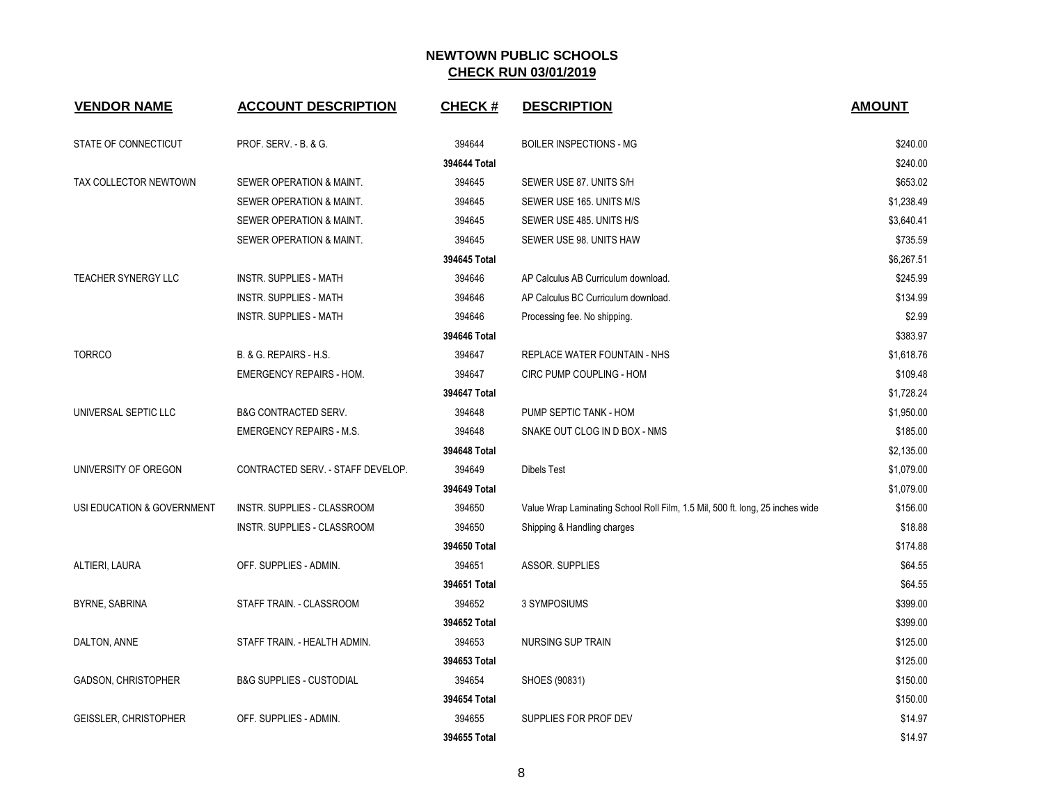# NEWTOWN PUBLIC SCHOOLS

## CHECK RUN 03/01/2019

| VENDOR NAME | ACCOUNT DESCRIPTION | CHECK # | DESCRIPTION | AMOUNT |
|---|---|---|---|---|
| STATE OF CONNECTICUT | PROF. SERV. - B. & G. | 394644 | BOILER INSPECTIONS - MG | $240.00 |
| | | 394644 Total | | $240.00 |
| TAX COLLECTOR NEWTOWN | SEWER OPERATION & MAINT. | 394645 | SEWER USE 87. UNITS S/H | $653.02 |
| | SEWER OPERATION & MAINT. | 394645 | SEWER USE 165. UNITS M/S | $1,238.49 |
| | SEWER OPERATION & MAINT. | 394645 | SEWER USE 485. UNITS H/S | $3,640.41 |
| | SEWER OPERATION & MAINT. | 394645 | SEWER USE 98. UNITS HAW | $735.59 |
| | | 394645 Total | | $6,267.51 |
| TEACHER SYNERGY LLC | INSTR. SUPPLIES - MATH | 394646 | AP Calculus AB Curriculum download. | $245.99 |
| | INSTR. SUPPLIES - MATH | 394646 | AP Calculus BC Curriculum download. | $134.99 |
| | INSTR. SUPPLIES - MATH | 394646 | Processing fee. No shipping. | $2.99 |
| | | 394646 Total | | $383.97 |
| TORRCO | B. & G. REPAIRS - H.S. | 394647 | REPLACE WATER FOUNTAIN - NHS | $1,618.76 |
| | EMERGENCY REPAIRS - HOM. | 394647 | CIRC PUMP COUPLING - HOM | $109.48 |
| | | 394647 Total | | $1,728.24 |
| UNIVERSAL SEPTIC LLC | B&G CONTRACTED SERV. | 394648 | PUMP SEPTIC TANK - HOM | $1,950.00 |
| | EMERGENCY REPAIRS - M.S. | 394648 | SNAKE OUT CLOG IN D BOX - NMS | $185.00 |
| | | 394648 Total | | $2,135.00 |
| UNIVERSITY OF OREGON | CONTRACTED SERV. - STAFF DEVELOP. | 394649 | Dibels Test | $1,079.00 |
| | | 394649 Total | | $1,079.00 |
| USI EDUCATION & GOVERNMENT | INSTR. SUPPLIES - CLASSROOM | 394650 | Value Wrap Laminating School Roll Film, 1.5 Mil, 500 ft. long, 25 inches wide | $156.00 |
| | INSTR. SUPPLIES - CLASSROOM | 394650 | Shipping & Handling charges | $18.88 |
| | | 394650 Total | | $174.88 |
| ALTIERI, LAURA | OFF. SUPPLIES - ADMIN. | 394651 | ASSOR. SUPPLIES | $64.55 |
| | | 394651 Total | | $64.55 |
| BYRNE, SABRINA | STAFF TRAIN. - CLASSROOM | 394652 | 3 SYMPOSIUMS | $399.00 |
| | | 394652 Total | | $399.00 |
| DALTON, ANNE | STAFF TRAIN. - HEALTH ADMIN. | 394653 | NURSING SUP TRAIN | $125.00 |
| | | 394653 Total | | $125.00 |
| GADSON, CHRISTOPHER | B&G SUPPLIES - CUSTODIAL | 394654 | SHOES (90831) | $150.00 |
| | | 394654 Total | | $150.00 |
| GEISSLER, CHRISTOPHER | OFF. SUPPLIES - ADMIN. | 394655 | SUPPLIES FOR PROF DEV | $14.97 |
| | | 394655 Total | | $14.97 |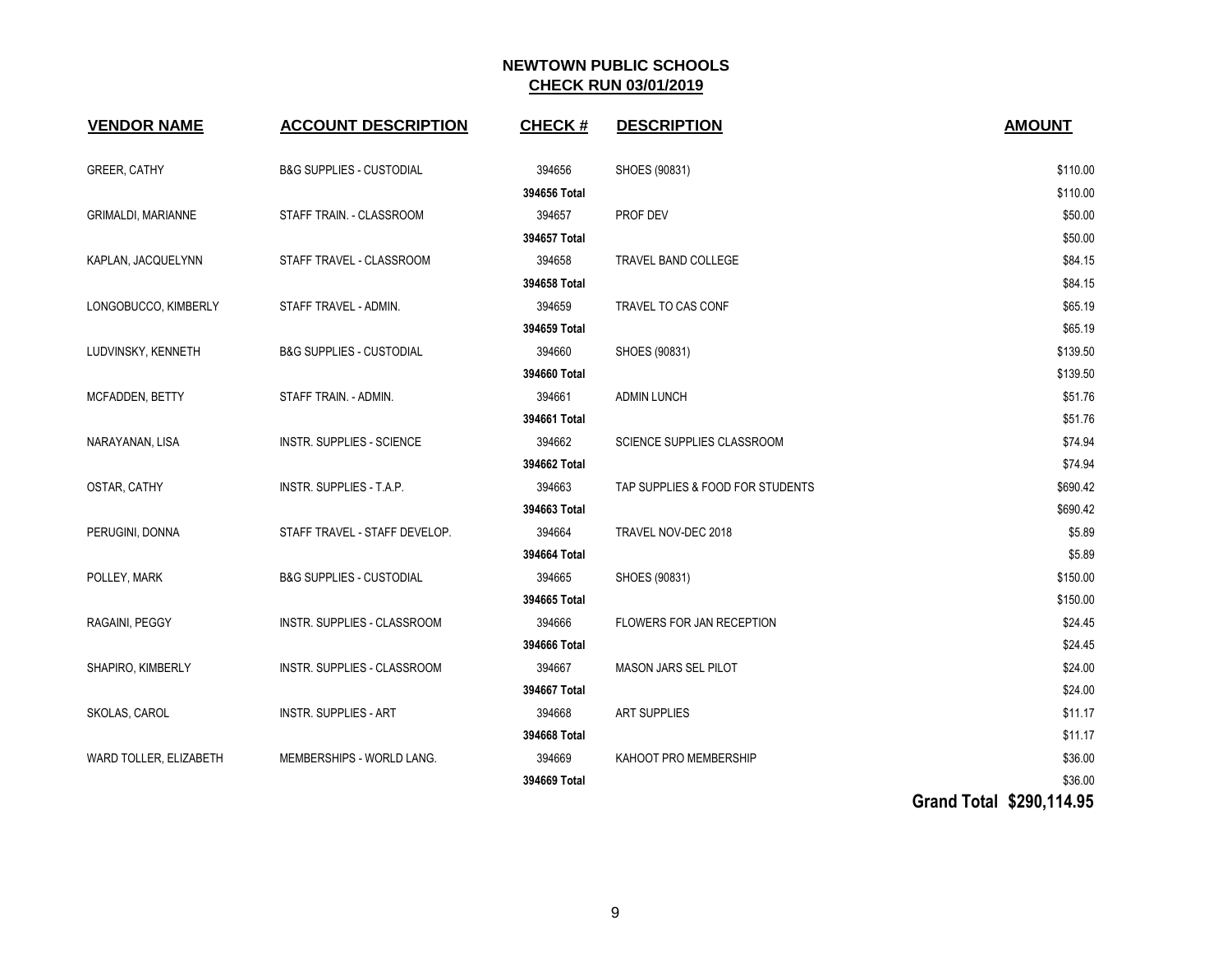## NEWTOWN PUBLIC SCHOOLS
## CHECK RUN 03/01/2019

| VENDOR NAME | ACCOUNT DESCRIPTION | CHECK # | DESCRIPTION | AMOUNT |
|---|---|---|---|---|
| GREER, CATHY | B&G SUPPLIES - CUSTODIAL | 394656 | SHOES (90831) | $110.00 |
| | | **394656 Total** | | $110.00 |
| GRIMALDI, MARIANNE | STAFF TRAIN. - CLASSROOM | 394657 | PROF DEV | $50.00 |
| | | **394657 Total** | | $50.00 |
| KAPLAN, JACQUELYNN | STAFF TRAVEL - CLASSROOM | 394658 | TRAVEL BAND COLLEGE | $84.15 |
| | | **394658 Total** | | $84.15 |
| LONGOBUCCO, KIMBERLY | STAFF TRAVEL - ADMIN. | 394659 | TRAVEL TO CAS CONF | $65.19 |
| | | **394659 Total** | | $65.19 |
| LUDVINSKY, KENNETH | B&G SUPPLIES - CUSTODIAL | 394660 | SHOES (90831) | $139.50 |
| | | **394660 Total** | | $139.50 |
| MCFADDEN, BETTY | STAFF TRAIN. - ADMIN. | 394661 | ADMIN LUNCH | $51.76 |
| | | **394661 Total** | | $51.76 |
| NARAYANAN, LISA | INSTR. SUPPLIES - SCIENCE | 394662 | SCIENCE SUPPLIES CLASSROOM | $74.94 |
| | | **394662 Total** | | $74.94 |
| OSTAR, CATHY | INSTR. SUPPLIES - T.A.P. | 394663 | TAP SUPPLIES & FOOD FOR STUDENTS | $690.42 |
| | | **394663 Total** | | $690.42 |
| PERUGINI, DONNA | STAFF TRAVEL - STAFF DEVELOP. | 394664 | TRAVEL NOV-DEC 2018 | $5.89 |
| | | **394664 Total** | | $5.89 |
| POLLEY, MARK | B&G SUPPLIES - CUSTODIAL | 394665 | SHOES (90831) | $150.00 |
| | | **394665 Total** | | $150.00 |
| RAGAINI, PEGGY | INSTR. SUPPLIES - CLASSROOM | 394666 | FLOWERS FOR JAN RECEPTION | $24.45 |
| | | **394666 Total** | | $24.45 |
| SHAPIRO, KIMBERLY | INSTR. SUPPLIES - CLASSROOM | 394667 | MASON JARS SEL PILOT | $24.00 |
| | | **394667 Total** | | $24.00 |
| SKOLAS, CAROL | INSTR. SUPPLIES - ART | 394668 | ART SUPPLIES | $11.17 |
| | | **394668 Total** | | $11.17 |
| WARD TOLLER, ELIZABETH | MEMBERSHIPS - WORLD LANG. | 394669 | KAHOOT PRO MEMBERSHIP | $36.00 |
| | | **394669 Total** | | $36.00 |
| | | | **Grand Total** | **$290,114.95** |